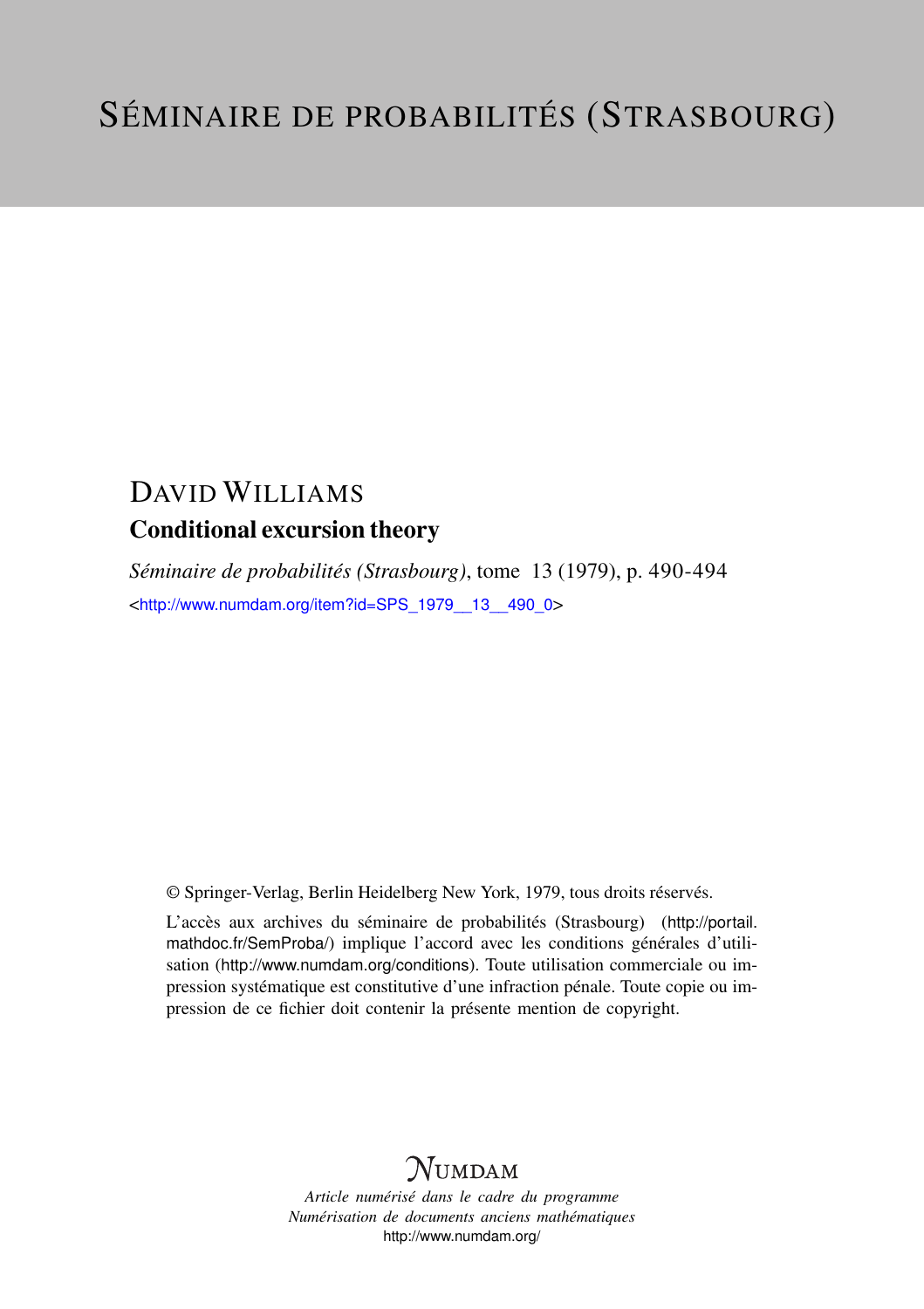# SÉMINAIRE DE PROBABILITÉS (STRASBOURG)

## DAVID WILLIAMS

### Conditional excursion theory

*Séminaire de probabilités (Strasbourg)*, tome 13 (1979), p. 490-494

<http://www.numdam.org/item?id=SPS_1979__13__490_0>

© Springer-Verlag, Berlin Heidelberg New York, 1979, tous droits réservés.

L'accès aux archives du séminaire de probabilités (Strasbourg) (http://portail.mathdoc.fr/SemProba/) implique l'accord avec les conditions générales d'utilisation (http://www.numdam.org/conditions). Toute utilisation commerciale ou impression systématique est constitutive d'une infraction pénale. Toute copie ou impression de ce fichier doit contenir la présente mention de copyright.

NUMDAM

*Article numérisé dans le cadre du programme*
*Numérisation de documents anciens mathématiques*
http://www.numdam.org/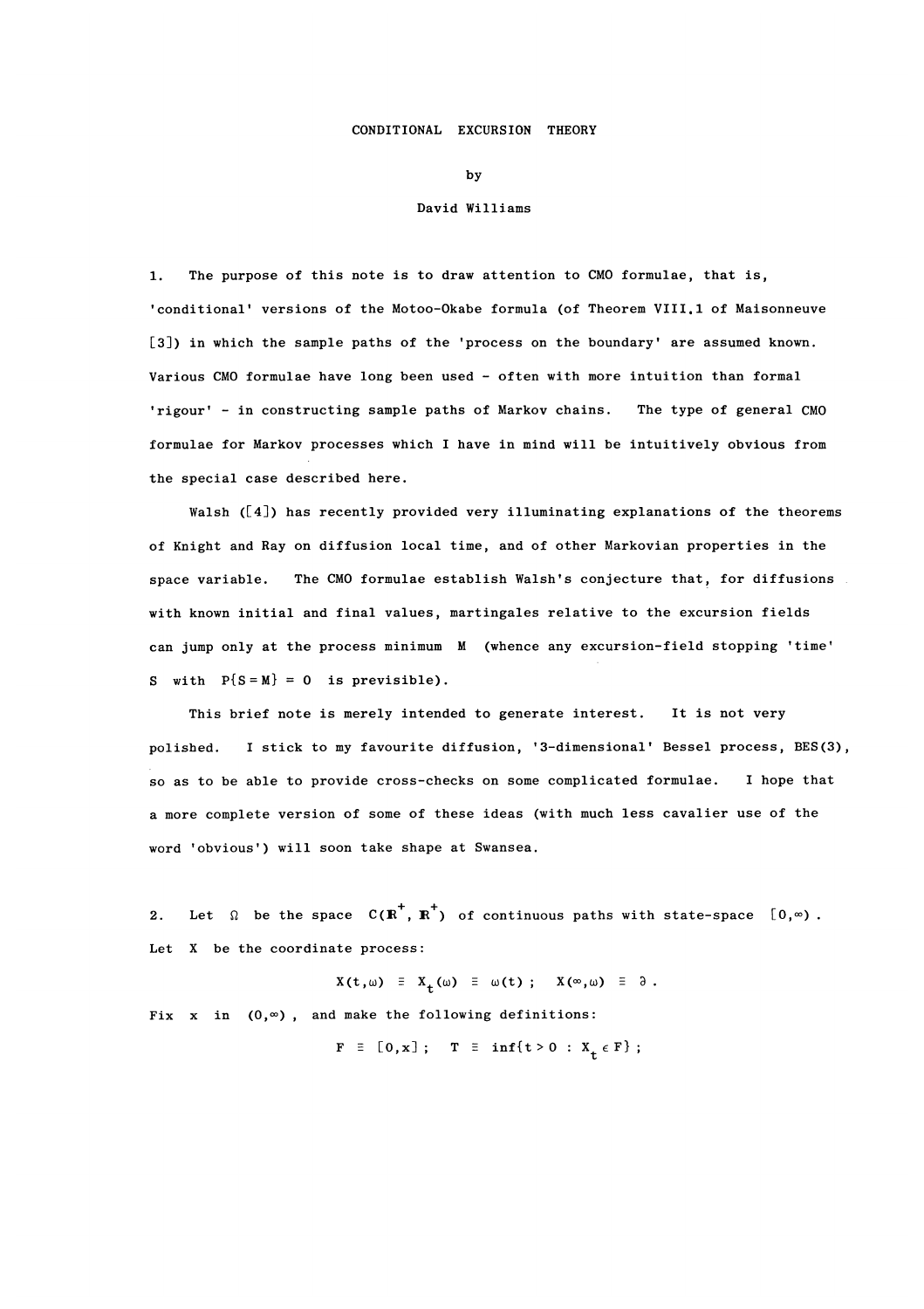# CONDITIONAL EXCURSION THEORY

by

David Williams

1. The purpose of this note is to draw attention to CMO formulae, that is, 'conditional' versions of the Motoo-Okabe formula (of Theorem VIII.1 of Maisonneuve [3]) in which the sample paths of the 'process on the boundary' are assumed known. Various CMO formulae have long been used - often with more intuition than formal 'rigour' - in constructing sample paths of Markov chains. The type of general CMO formulae for Markov processes which I have in mind will be intuitively obvious from the special case described here.

Walsh ([4]) has recently provided very illuminating explanations of the theorems of Knight and Ray on diffusion local time, and of other Markovian properties in the space variable. The CMO formulae establish Walsh's conjecture that, for diffusions with known initial and final values, martingales relative to the excursion fields can jump only at the process minimum $M$ (whence any excursion-field stopping 'time' $S$ with $P\{S = M\} = 0$ is previsible).

This brief note is merely intended to generate interest. It is not very polished. I stick to my favourite diffusion, '3-dimensional' Bessel process, BES(3), so as to be able to provide cross-checks on some complicated formulae. I hope that a more complete version of some of these ideas (with much less cavalier use of the word 'obvious') will soon take shape at Swansea.

2. Let $\Omega$ be the space $C(\mathbb{R}^+, \mathbb{R}^+)$ of continuous paths with state-space $[0,\infty)$. Let $X$ be the coordinate process:

$$X(t,\omega) \equiv X_t(\omega) \equiv \omega(t) \; ; \quad X(\infty,\omega) \equiv \partial \, .$$

Fix $x$ in $(0,\infty)$, and make the following definitions:

$$F \equiv [0,x] \; ; \quad T \equiv \inf\{t > 0 : X_t \in F\} \; ;$$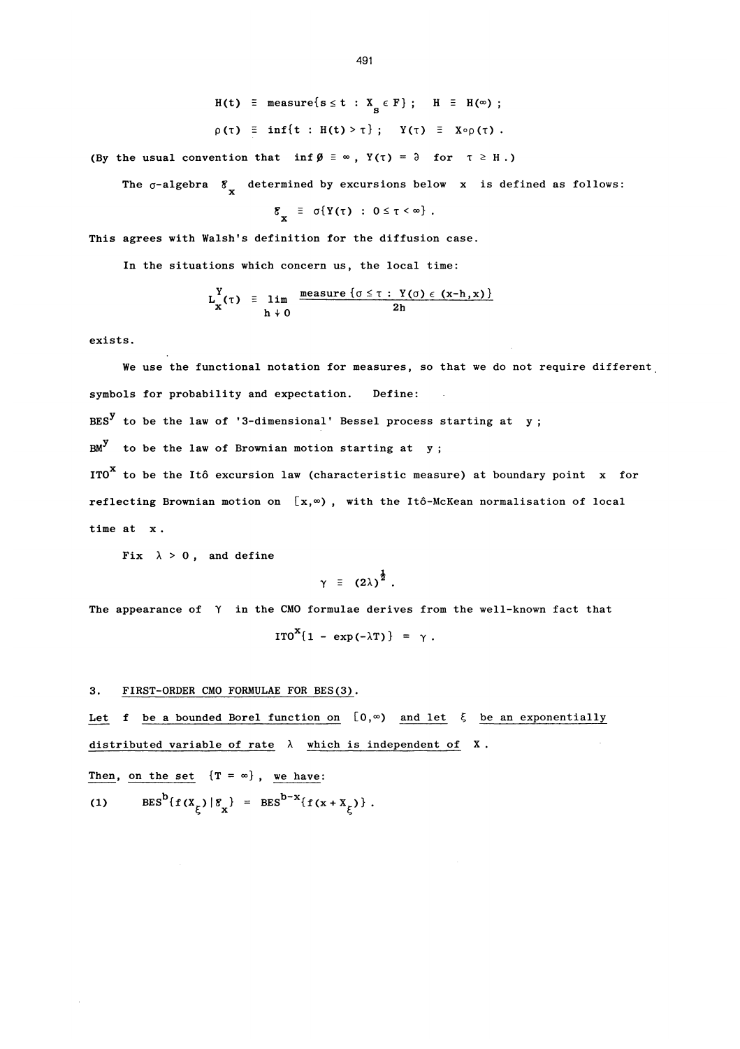$$H(t) \equiv \text{measure}\{s \le t : X_s \in F\}; \quad H \equiv H(\infty);$$

$$\rho(\tau) \equiv \inf\{t : H(t) > \tau\}; \quad Y(\tau) \equiv X \circ \rho(\tau).$$

(By the usual convention that $\inf \emptyset \equiv \infty$, $Y(\tau) = \partial$ for $\tau \ge H$.)

The $\sigma$-algebra $\mathcal{E}_x$ determined by excursions below $x$ is defined as follows:

$$\mathcal{E}_x \equiv \sigma\{Y(\tau) : 0 \le \tau < \infty\}.$$

This agrees with Walsh's definition for the diffusion case.

In the situations which concern us, the local time:

$$L_x^Y(\tau) \equiv \lim_{h \downarrow 0} \frac{\text{measure}\{\sigma \le \tau : Y(\sigma) \in (x-h,x)\}}{2h}$$

exists.

We use the functional notation for measures, so that we do not require different symbols for probability and expectation. Define:

$BES^y$ to be the law of '3-dimensional' Bessel process starting at $y$;

$BM^y$ to be the law of Brownian motion starting at $y$;

$ITO^x$ to be the Itô excursion law (characteristic measure) at boundary point $x$ for reflecting Brownian motion on $[x,\infty)$, with the Itô-McKean normalisation of local time at $x$.

Fix $\lambda > 0$, and define

$$\gamma \equiv (2\lambda)^{\frac{1}{2}}.$$

The appearance of $\gamma$ in the CMO formulae derives from the well-known fact that

$$ITO^x\{1 - \exp(-\lambda T)\} = \gamma.$$

## 3. FIRST-ORDER CMO FORMULAE FOR BES(3).

Let $f$ be a bounded Borel function on $[0,\infty)$ and let $\xi$ be an exponentially distributed variable of rate $\lambda$ which is independent of $X$.

Then, on the set $\{T = \infty\}$, we have:

$$(1) \qquad BES^b\{f(X_\xi) \mid \mathcal{E}_x\} = BES^{b-x}\{f(x + X_\xi)\}.$$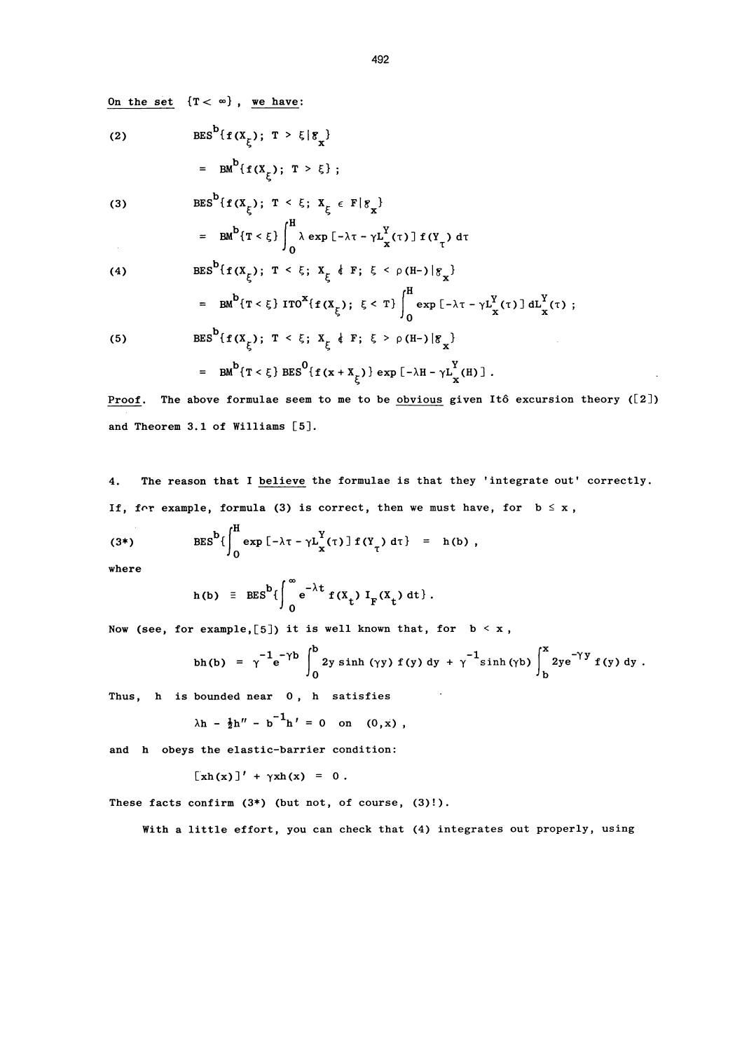On the set $\{T < \infty\}$, we have:

$$(2) \qquad \mathrm{BES}^b\{f(X_\xi);\ T > \xi \mid \mathcal{G}_x\}$$

$$= \mathrm{BM}^b\{f(X_\xi);\ T > \xi\}\ ;$$

$$(3) \qquad \mathrm{BES}^b\{f(X_\xi);\ T < \xi;\ X_\xi \in F \mid \mathcal{G}_x\}$$

$$= \mathrm{BM}^b\{T < \xi\} \int_0^H \lambda \exp\left[-\lambda\tau - \gamma L_x^Y(\tau)\right] f(Y_\tau)\, d\tau$$

$$(4) \qquad \mathrm{BES}^b\{f(X_\xi);\ T < \xi;\ X_\xi \notin F;\ \xi < \rho(H-) \mid \mathcal{G}_x\}$$

$$= \mathrm{BM}^b\{T < \xi\}\ \mathrm{ITO}^x\{f(X_\xi);\ \xi < T\} \int_0^H \exp\left[-\lambda\tau - \gamma L_x^Y(\tau)\right] dL_x^Y(\tau)\ ;$$

$$(5) \qquad \mathrm{BES}^b\{f(X_\xi);\ T < \xi;\ X_\xi \notin F;\ \xi > \rho(H-) \mid \mathcal{G}_x\}$$

$$= \mathrm{BM}^b\{T < \xi\}\ \mathrm{BES}^0\{f(x + X_\xi)\} \exp\left[-\lambda H - \gamma L_x^Y(H)\right].$$

Proof. The above formulae seem to me to be obvious given Itô excursion theory ([2]) and Theorem 3.1 of Williams [5].

4. The reason that I believe the formulae is that they 'integrate out' correctly. If, for example, formula (3) is correct, then we must have, for $b \le x$,

$$(3^*) \qquad \mathrm{BES}^b\left\{\int_0^H \exp\left[-\lambda\tau - \gamma L_x^Y(\tau)\right] f(Y_\tau)\, d\tau\right\} = h(b),$$

where

$$h(b) \equiv \mathrm{BES}^b\left\{\int_0^\infty e^{-\lambda t} f(X_t)\, I_F(X_t)\, dt\right\}.$$

Now (see, for example, [5]) it is well known that, for $b < x$,

$$bh(b) = \gamma^{-1} e^{-\gamma b} \int_0^b 2y \sinh(\gamma y) f(y)\, dy + \gamma^{-1} \sinh(\gamma b) \int_b^x 2y e^{-\gamma y} f(y)\, dy.$$

Thus, $h$ is bounded near $0$, $h$ satisfies

$$\lambda h - \tfrac{1}{2} h'' - b^{-1} h' = 0 \quad \text{on} \quad (0, x),$$

and $h$ obeys the elastic-barrier condition:

$$[x h(x)]' + \gamma x h(x) = 0.$$

These facts confirm (3*) (but not, of course, (3)!).

With a little effort, you can check that (4) integrates out properly, using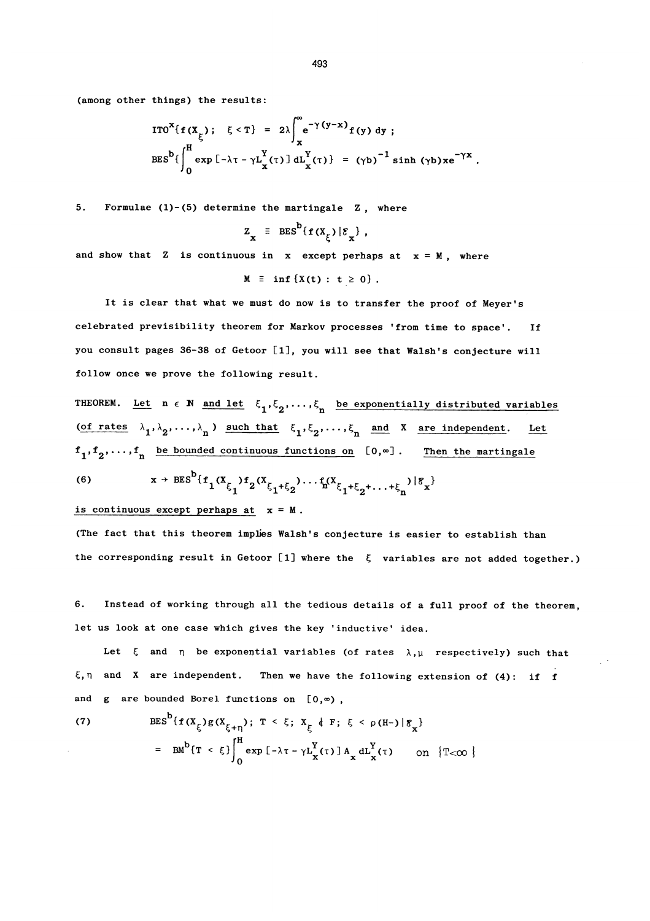(among other things) the results:

$$\mathrm{ITO}^x\{f(X_\xi);\ \ \xi < T\} = 2\lambda\int_x^\infty e^{-\gamma(y-x)} f(y)\, dy\ ;$$

$$\mathrm{BES}^b\{\int_0^H \exp[-\lambda\tau - \gamma L_x^Y(\tau)]\, dL_x^Y(\tau)\} = (\gamma b)^{-1}\sinh(\gamma b) x e^{-\gamma x}\ .$$

5. Formulae (1)-(5) determine the martingale $Z$, where

$$Z_x \equiv \mathrm{BES}^b\{f(X_\xi)\,|\,\mathcal{G}_x\}\ ,$$

and show that $Z$ is continuous in $x$ except perhaps at $x = M$, where

$$M \equiv \inf\{X(t) : t \geq 0\}\ .$$

It is clear that what we must do now is to transfer the proof of Meyer's celebrated previsibility theorem for Markov processes 'from time to space'. If you consult pages 36-38 of Getoor [1], you will see that Walsh's conjecture will follow once we prove the following result.

THEOREM. Let $n \in \mathbb{N}$ and let $\xi_1, \xi_2, \ldots, \xi_n$ be exponentially distributed variables (of rates $\lambda_1, \lambda_2, \ldots, \lambda_n$) such that $\xi_1, \xi_2, \ldots, \xi_n$ and $X$ are independent. Let $f_1, f_2, \ldots, f_n$ be bounded continuous functions on $[0,\infty]$. Then the martingale

$$x \to \mathrm{BES}^b\{f_1(X_{\xi_1}) f_2(X_{\xi_1+\xi_2}) \cdots f_n(X_{\xi_1+\xi_2+\cdots+\xi_n})\,|\,\mathcal{G}_x\} \tag{6}$$

is continuous except perhaps at $x = M$.

(The fact that this theorem implies Walsh's conjecture is easier to establish than the corresponding result in Getoor [1] where the $\xi$ variables are not added together.)

6. Instead of working through all the tedious details of a full proof of the theorem, let us look at one case which gives the key 'inductive' idea.

Let $\xi$ and $\eta$ be exponential variables (of rates $\lambda, \mu$ respectively) such that $\xi, \eta$ and $X$ are independent. Then we have the following extension of (4): if $f$ and $g$ are bounded Borel functions on $[0,\infty)$,

$$\begin{aligned}
&\mathrm{BES}^b\{f(X_\xi) g(X_{\xi+\eta});\ T < \xi;\ X_\xi \notin F;\ \xi < \rho(H-)\,|\,\mathcal{G}_x\} \\
&\quad = \mathrm{BM}^b\{T < \xi\}\int_0^H \exp[-\lambda\tau - \gamma L_x^Y(\tau)]\, A_x\, dL_x^Y(\tau) \qquad \text{on } \{T<\infty\}
\end{aligned} \tag{7}$$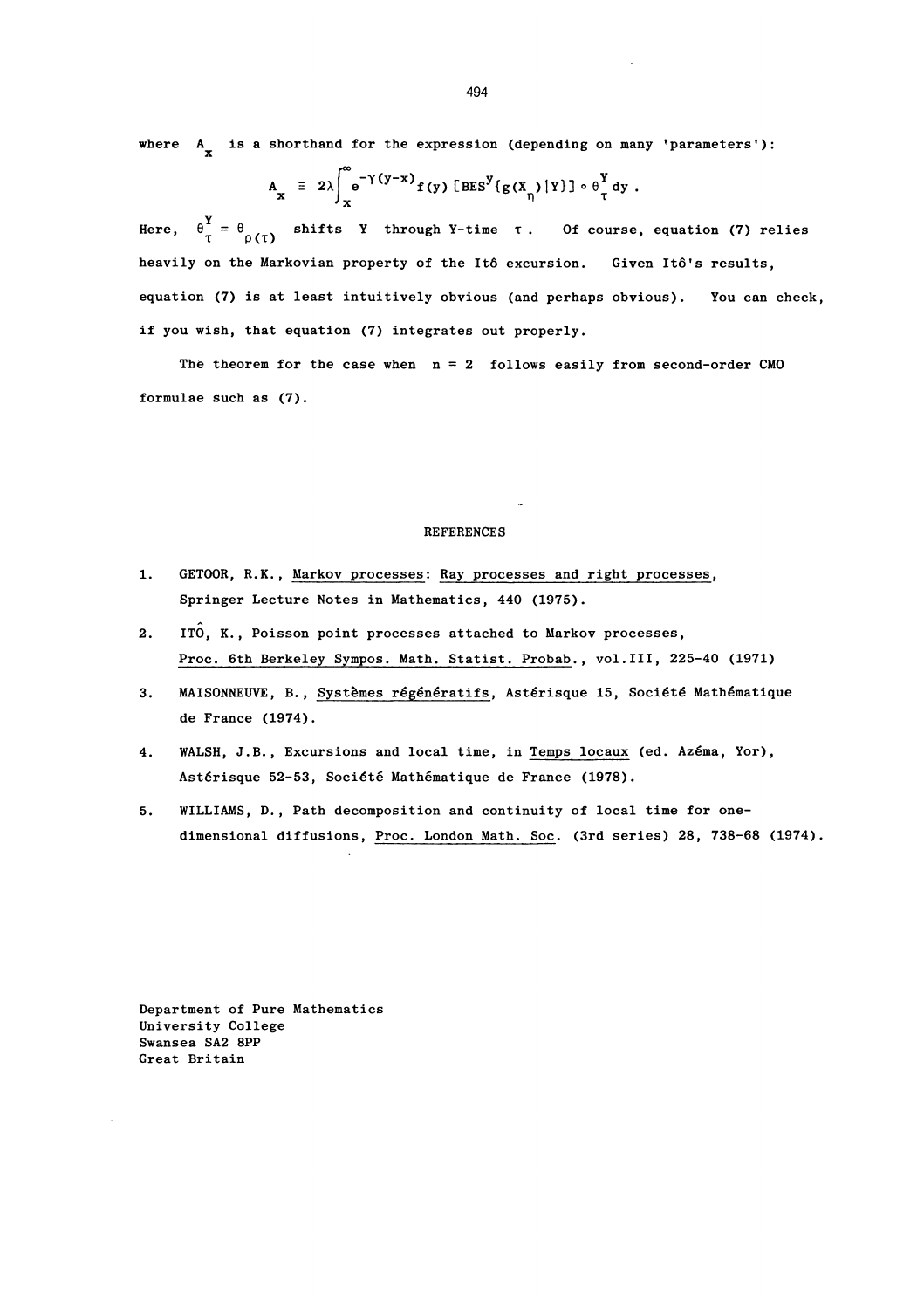where $A_x$ is a shorthand for the expression (depending on many 'parameters'):

$$A_x \equiv 2\lambda\int_x^\infty e^{-\gamma(y-x)} f(y)\,[\mathrm{BES}^y\{g(X_\eta)|Y\}] \circ \theta_\tau^Y\, dy\,.$$

Here, $\theta_\tau^Y = \theta_{\rho(\tau)}$ shifts $Y$ through Y-time $\tau$. Of course, equation (7) relies heavily on the Markovian property of the Itô excursion. Given Itô's results, equation (7) is at least intuitively obvious (and perhaps obvious). You can check, if you wish, that equation (7) integrates out properly.

The theorem for the case when $n = 2$ follows easily from second-order CMO formulae such as (7).

## REFERENCES

1. GETOOR, R.K., Markov processes: Ray processes and right processes, Springer Lecture Notes in Mathematics, 440 (1975).
2. ITÔ, K., Poisson point processes attached to Markov processes, Proc. 6th Berkeley Sympos. Math. Statist. Probab., vol.III, 225-40 (1971)
3. MAISONNEUVE, B., Systèmes régénératifs, Astérisque 15, Société Mathématique de France (1974).
4. WALSH, J.B., Excursions and local time, in Temps locaux (ed. Azéma, Yor), Astérisque 52-53, Société Mathématique de France (1978).
5. WILLIAMS, D., Path decomposition and continuity of local time for one-dimensional diffusions, Proc. London Math. Soc. (3rd series) 28, 738-68 (1974).

Department of Pure Mathematics
University College
Swansea SA2 8PP
Great Britain